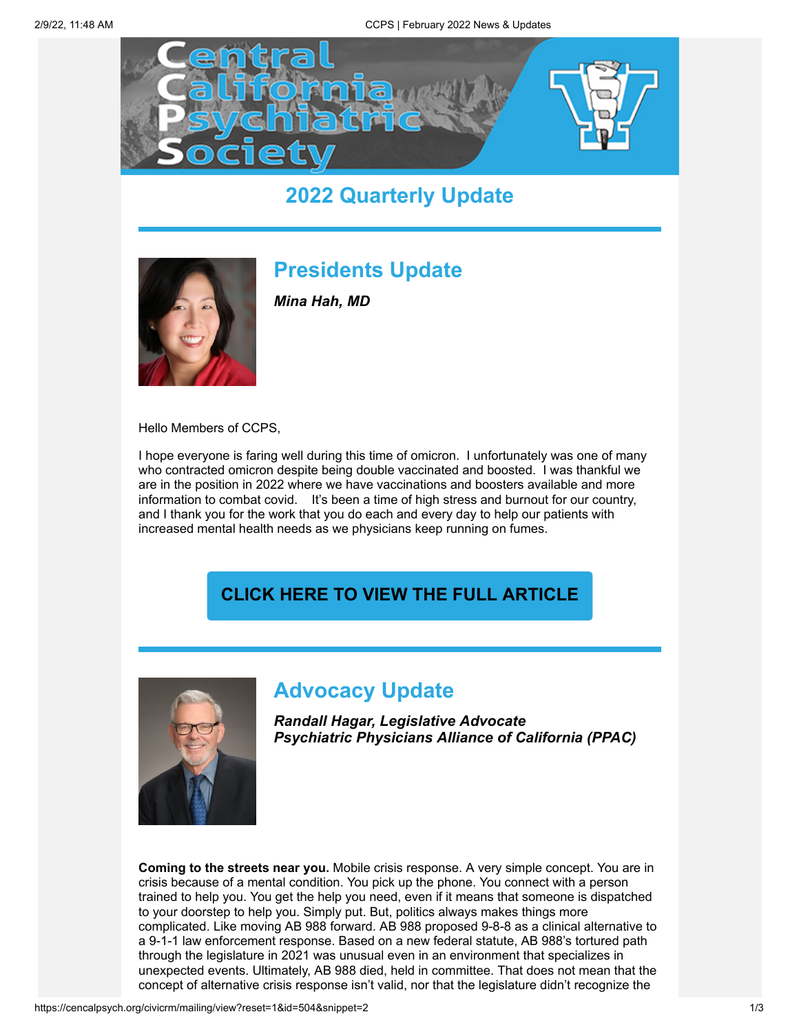# Central California Psychiatric Society

## 2022 Quarterly Update

---

## Presidents Update

***Mina Hah, MD***

Hello Members of CCPS,

I hope everyone is faring well during this time of omicron. I unfortunately was one of many who contracted omicron despite being double vaccinated and boosted. I was thankful we are in the position in 2022 where we have vaccinations and boosters available and more information to combat covid. It's been a time of high stress and burnout for our country, and I thank you for the work that you do each and every day to help our patients with increased mental health needs as we physicians keep running on fumes.

**CLICK HERE TO VIEW THE FULL ARTICLE**

---

## Advocacy Update

***Randall Hagar, Legislative Advocate***
***Psychiatric Physicians Alliance of California (PPAC)***

**Coming to the streets near you.** Mobile crisis response. A very simple concept. You are in crisis because of a mental condition. You pick up the phone. You connect with a person trained to help you. You get the help you need, even if it means that someone is dispatched to your doorstep to help you. Simply put. But, politics always makes things more complicated. Like moving AB 988 forward. AB 988 proposed 9-8-8 as a clinical alternative to a 9-1-1 law enforcement response. Based on a new federal statute, AB 988's tortured path through the legislature in 2021 was unusual even in an environment that specializes in unexpected events. Ultimately, AB 988 died, held in committee. That does not mean that the concept of alternative crisis response isn't valid, nor that the legislature didn't recognize the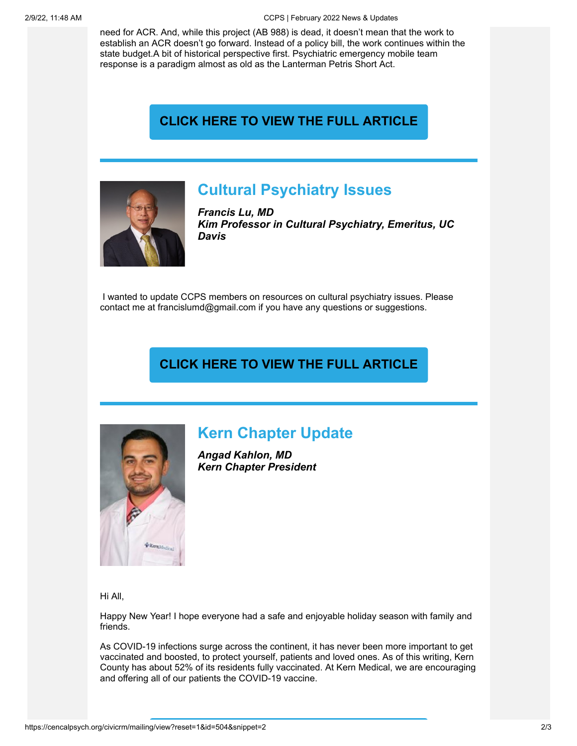need for ACR. And, while this project (AB 988) is dead, it doesn't mean that the work to establish an ACR doesn't go forward. Instead of a policy bill, the work continues within the state budget.A bit of historical perspective first. Psychiatric emergency mobile team response is a paradigm almost as old as the Lanterman Petris Short Act.

**CLICK HERE TO VIEW THE FULL ARTICLE**

---

## Cultural Psychiatry Issues

***Francis Lu, MD***
***Kim Professor in Cultural Psychiatry, Emeritus, UC Davis***

I wanted to update CCPS members on resources on cultural psychiatry issues. Please contact me at francislumd@gmail.com if you have any questions or suggestions.

**CLICK HERE TO VIEW THE FULL ARTICLE**

---

## Kern Chapter Update

***Angad Kahlon, MD***
***Kern Chapter President***

Hi All,

Happy New Year! I hope everyone had a safe and enjoyable holiday season with family and friends.

As COVID-19 infections surge across the continent, it has never been more important to get vaccinated and boosted, to protect yourself, patients and loved ones. As of this writing, Kern County has about 52% of its residents fully vaccinated. At Kern Medical, we are encouraging and offering all of our patients the COVID-19 vaccine.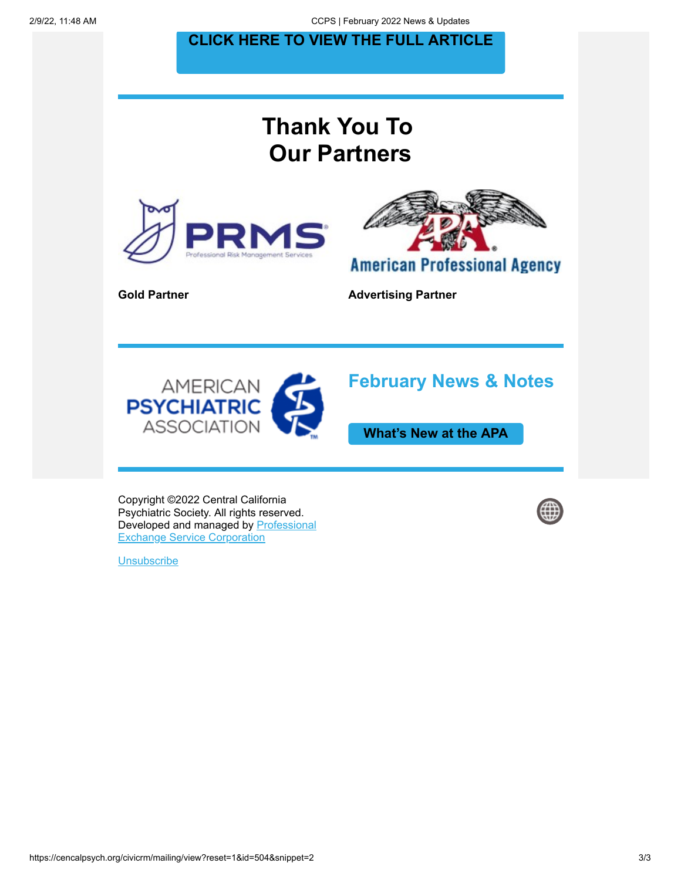**CLICK HERE TO VIEW THE FULL ARTICLE**

# Thank You To Our Partners

PRMS
Professional Risk Management Services

**Gold Partner**

American Professional Agency

**Advertising Partner**

AMERICAN PSYCHIATRIC ASSOCIATION

## February News & Notes

**What's New at the APA**

Copyright ©2022 Central California Psychiatric Society. All rights reserved.
Developed and managed by Professional Exchange Service Corporation

Unsubscribe